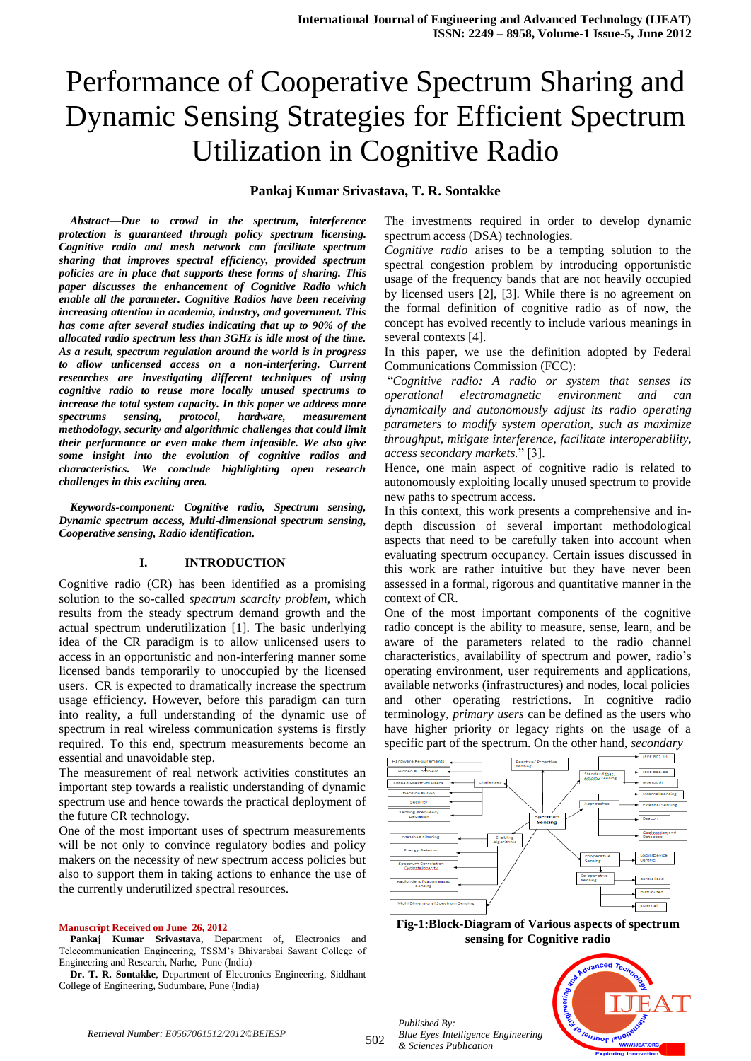# Performance of Cooperative Spectrum Sharing and Dynamic Sensing Strategies for Efficient Spectrum Utilization in Cognitive Radio

**Pankaj Kumar Srivastava, T. R. Sontakke**

***Abstract—Due to crowd in the spectrum, interference protection is guaranteed through policy spectrum licensing. Cognitive radio and mesh network can facilitate spectrum sharing that improves spectral efficiency, provided spectrum policies are in place that supports these forms of sharing. This paper discusses the enhancement of Cognitive Radio which enable all the parameter. Cognitive Radios have been receiving increasing attention in academia, industry, and government. This has come after several studies indicating that up to 90% of the allocated radio spectrum less than 3GHz is idle most of the time. As a result, spectrum regulation around the world is in progress to allow unlicensed access on a non-interfering. Current researches are investigating different techniques of using cognitive radio to reuse more locally unused spectrums to increase the total system capacity. In this paper we address more spectrums sensing, protocol, hardware, measurement methodology, security and algorithmic challenges that could limit their performance or even make them infeasible. We also give some insight into the evolution of cognitive radios and characteristics. We conclude highlighting open research challenges in this exciting area.***

***Keywords-component: Cognitive radio, Spectrum sensing, Dynamic spectrum access, Multi-dimensional spectrum sensing, Cooperative sensing, Radio identification.***

## I. INTRODUCTION

Cognitive radio (CR) has been identified as a promising solution to the so-called *spectrum scarcity problem*, which results from the steady spectrum demand growth and the actual spectrum underutilization [1]. The basic underlying idea of the CR paradigm is to allow unlicensed users to access in an opportunistic and non-interfering manner some licensed bands temporarily to unoccupied by the licensed users. CR is expected to dramatically increase the spectrum usage efficiency. However, before this paradigm can turn into reality, a full understanding of the dynamic use of spectrum in real wireless communication systems is firstly required. To this end, spectrum measurements become an essential and unavoidable step.

The measurement of real network activities constitutes an important step towards a realistic understanding of dynamic spectrum use and hence towards the practical deployment of the future CR technology.

One of the most important uses of spectrum measurements will be not only to convince regulatory bodies and policy makers on the necessity of new spectrum access policies but also to support them in taking actions to enhance the use of the currently underutilized spectral resources.

The investments required in order to develop dynamic spectrum access (DSA) technologies.

*Cognitive radio* arises to be a tempting solution to the spectral congestion problem by introducing opportunistic usage of the frequency bands that are not heavily occupied by licensed users [2], [3]. While there is no agreement on the formal definition of cognitive radio as of now, the concept has evolved recently to include various meanings in several contexts [4].

In this paper, we use the definition adopted by Federal Communications Commission (FCC):

"*Cognitive radio: A radio or system that senses its operational electromagnetic environment and can dynamically and autonomously adjust its radio operating parameters to modify system operation, such as maximize throughput, mitigate interference, facilitate interoperability, access secondary markets.*" [3].

Hence, one main aspect of cognitive radio is related to autonomously exploiting locally unused spectrum to provide new paths to spectrum access.

In this context, this work presents a comprehensive and in-depth discussion of several important methodological aspects that need to be carefully taken into account when evaluating spectrum occupancy. Certain issues discussed in this work are rather intuitive but they have never been assessed in a formal, rigorous and quantitative manner in the context of CR.

One of the most important components of the cognitive radio concept is the ability to measure, sense, learn, and be aware of the parameters related to the radio channel characteristics, availability of spectrum and power, radio's operating environment, user requirements and applications, available networks (infrastructures) and nodes, local policies and other operating restrictions. In cognitive radio terminology, *primary users* can be defined as the users who have higher priority or legacy rights on the usage of a specific part of the spectrum. On the other hand, *secondary*

Hardware Requirements
Hidden PU problem
Spread Spectrum Users
Decision Fusion
Security
Sensing Frequency Deviation
Challenges
Reactive/ Proactive sensing
Standard that employ sensing
IEEE 802.11
IEEE 802.22
Bluetooth
Approaches
Internal Sensing
External Sensing
Beacon
Geolocation and Database
Spectrum Sensing
Enabling Algorithms
Matched Filtering
Energy Detector
Spectrum Correlation (cyclostationarity)
Radio Identification based sensing
Multi Dimensional Spectrum Sensing
Cooperative Sensing
Local (device centric)
Co-operative sensing
Centralized
Distributed
External

**Fig-1:Block-Diagram of Various aspects of spectrum sensing for Cognitive radio**

**Manuscript Received on June 26, 2012**

**Pankaj Kumar Srivastava**, Department of, Electronics and Telecommunication Engineering, TSSM's Bhivarabai Sawant College of Engineering and Research, Narhe, Pune (India)

**Dr. T. R. Sontakke**, Department of Electronics Engineering, Siddhant College of Engineering, Sudumbare, Pune (India)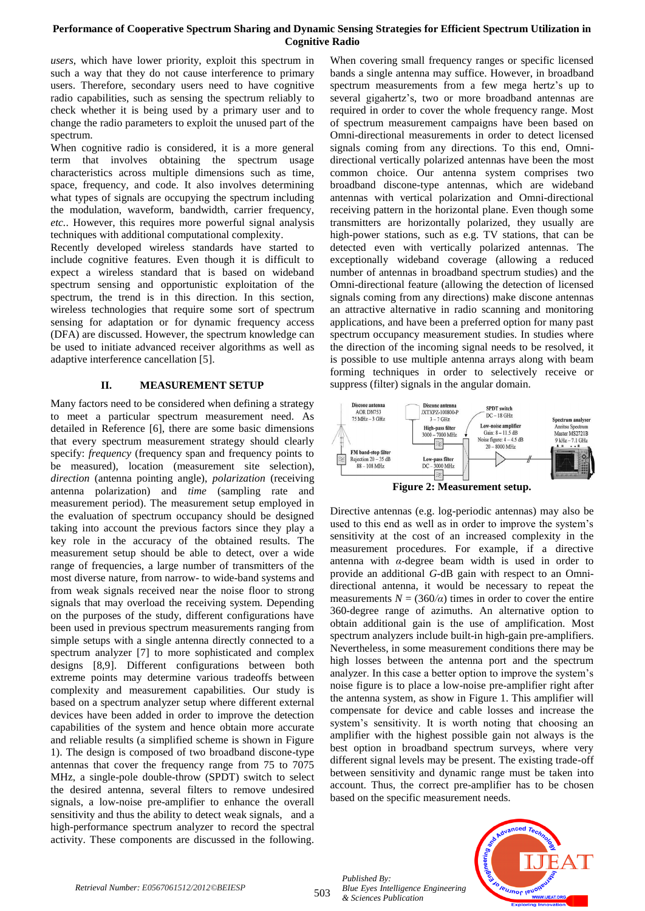*users*, which have lower priority, exploit this spectrum in such a way that they do not cause interference to primary users. Therefore, secondary users need to have cognitive radio capabilities, such as sensing the spectrum reliably to check whether it is being used by a primary user and to change the radio parameters to exploit the unused part of the spectrum.

When cognitive radio is considered, it is a more general term that involves obtaining the spectrum usage characteristics across multiple dimensions such as time, space, frequency, and code. It also involves determining what types of signals are occupying the spectrum including the modulation, waveform, bandwidth, carrier frequency, *etc.*. However, this requires more powerful signal analysis techniques with additional computational complexity.

Recently developed wireless standards have started to include cognitive features. Even though it is difficult to expect a wireless standard that is based on wideband spectrum sensing and opportunistic exploitation of the spectrum, the trend is in this direction. In this section, wireless technologies that require some sort of spectrum sensing for adaptation or for dynamic frequency access (DFA) are discussed. However, the spectrum knowledge can be used to initiate advanced receiver algorithms as well as adaptive interference cancellation [5].

## II. MEASUREMENT SETUP

Many factors need to be considered when defining a strategy to meet a particular spectrum measurement need. As detailed in Reference [6], there are some basic dimensions that every spectrum measurement strategy should clearly specify: *frequency* (frequency span and frequency points to be measured), location (measurement site selection), *direction* (antenna pointing angle), *polarization* (receiving antenna polarization) and *time* (sampling rate and measurement period). The measurement setup employed in the evaluation of spectrum occupancy should be designed taking into account the previous factors since they play a key role in the accuracy of the obtained results. The measurement setup should be able to detect, over a wide range of frequencies, a large number of transmitters of the most diverse nature, from narrow- to wide-band systems and from weak signals received near the noise floor to strong signals that may overload the receiving system. Depending on the purposes of the study, different configurations have been used in previous spectrum measurements ranging from simple setups with a single antenna directly connected to a spectrum analyzer [7] to more sophisticated and complex designs [8,9]. Different configurations between both extreme points may determine various tradeoffs between complexity and measurement capabilities. Our study is based on a spectrum analyzer setup where different external devices have been added in order to improve the detection capabilities of the system and hence obtain more accurate and reliable results (a simplified scheme is shown in Figure 1). The design is composed of two broadband discone-type antennas that cover the frequency range from 75 to 7075 MHz, a single-pole double-throw (SPDT) switch to select the desired antenna, several filters to remove undesired signals, a low-noise pre-amplifier to enhance the overall sensitivity and thus the ability to detect weak signals, and a high-performance spectrum analyzer to record the spectral activity. These components are discussed in the following.

When covering small frequency ranges or specific licensed bands a single antenna may suffice. However, in broadband spectrum measurements from a few mega hertz's up to several gigahertz's, two or more broadband antennas are required in order to cover the whole frequency range. Most of spectrum measurement campaigns have been based on Omni-directional measurements in order to detect licensed signals coming from any directions. To this end, Omni-directional vertically polarized antennas have been the most common choice. Our antenna system comprises two broadband discone-type antennas, which are wideband antennas with vertical polarization and Omni-directional receiving pattern in the horizontal plane. Even though some transmitters are horizontally polarized, they usually are high-power stations, such as e.g. TV stations, that can be detected even with vertically polarized antennas. The exceptionally wideband coverage (allowing a reduced number of antennas in broadband spectrum studies) and the Omni-directional feature (allowing the detection of licensed signals coming from any directions) make discone antennas an attractive alternative in radio scanning and monitoring applications, and have been a preferred option for many past spectrum occupancy measurement studies. In studies where the direction of the incoming signal needs to be resolved, it is possible to use multiple antenna arrays along with beam forming techniques in order to selectively receive or suppress (filter) signals in the angular domain.

Discone antenna
AOR DN753
75 MHz – 3 GHz

Discone antenna
JXTXPZ-100800-P
3 – 7 GHz

High-pass filter
3000 – 7000 MHz

FM band-stop filter
Rejection 20 – 35 dB
88 – 108 MHz

Low-pass filter
DC – 3000 MHz

SPDT switch
DC – 18 GHz

Low-noise amplifier
Gain: 8 – 11.5 dB
Noise figure: 4 – 4.5 dB
20 – 8000 MHz

Spectrum analyser
Anritsu Spectrum
Master MS2721B
9 kHz – 7.1 GHz

**Figure 2: Measurement setup.**

Directive antennas (e.g. log-periodic antennas) may also be used to this end as well as in order to improve the system's sensitivity at the cost of an increased complexity in the measurement procedures. For example, if a directive antenna with $\alpha$-degree beam width is used in order to provide an additional $G$-dB gain with respect to an Omni-directional antenna, it would be necessary to repeat the measurements $N = (360/\alpha)$ times in order to cover the entire 360-degree range of azimuths. An alternative option to obtain additional gain is the use of amplification. Most spectrum analyzers include built-in high-gain pre-amplifiers. Nevertheless, in some measurement conditions there may be high losses between the antenna port and the spectrum analyzer. In this case a better option to improve the system's noise figure is to place a low-noise pre-amplifier right after the antenna system, as show in Figure 1. This amplifier will compensate for device and cable losses and increase the system's sensitivity. It is worth noting that choosing an amplifier with the highest possible gain not always is the best option in broadband spectrum surveys, where very different signal levels may be present. The existing trade-off between sensitivity and dynamic range must be taken into account. Thus, the correct pre-amplifier has to be chosen based on the specific measurement needs.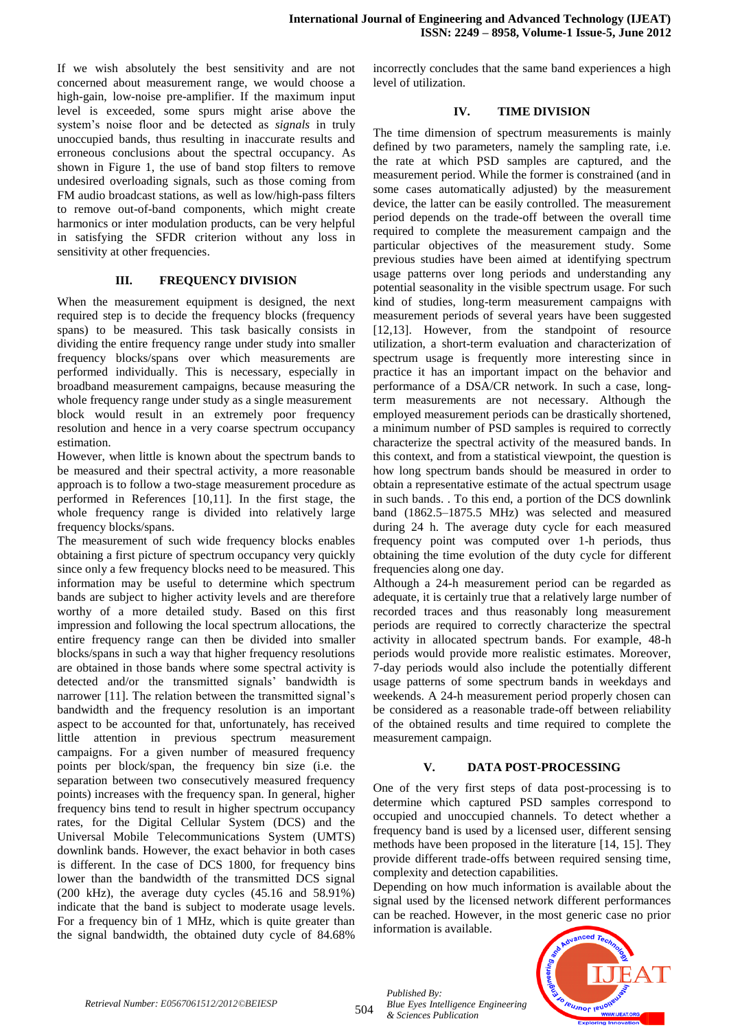If we wish absolutely the best sensitivity and are not concerned about measurement range, we would choose a high-gain, low-noise pre-amplifier. If the maximum input level is exceeded, some spurs might arise above the system's noise floor and be detected as *signals* in truly unoccupied bands, thus resulting in inaccurate results and erroneous conclusions about the spectral occupancy. As shown in Figure 1, the use of band stop filters to remove undesired overloading signals, such as those coming from FM audio broadcast stations, as well as low/high-pass filters to remove out-of-band components, which might create harmonics or inter modulation products, can be very helpful in satisfying the SFDR criterion without any loss in sensitivity at other frequencies.

## III. FREQUENCY DIVISION

When the measurement equipment is designed, the next required step is to decide the frequency blocks (frequency spans) to be measured. This task basically consists in dividing the entire frequency range under study into smaller frequency blocks/spans over which measurements are performed individually. This is necessary, especially in broadband measurement campaigns, because measuring the whole frequency range under study as a single measurement block would result in an extremely poor frequency resolution and hence in a very coarse spectrum occupancy estimation.

However, when little is known about the spectrum bands to be measured and their spectral activity, a more reasonable approach is to follow a two-stage measurement procedure as performed in References [10,11]. In the first stage, the whole frequency range is divided into relatively large frequency blocks/spans.

The measurement of such wide frequency blocks enables obtaining a first picture of spectrum occupancy very quickly since only a few frequency blocks need to be measured. This information may be useful to determine which spectrum bands are subject to higher activity levels and are therefore worthy of a more detailed study. Based on this first impression and following the local spectrum allocations, the entire frequency range can then be divided into smaller blocks/spans in such a way that higher frequency resolutions are obtained in those bands where some spectral activity is detected and/or the transmitted signals' bandwidth is narrower [11]. The relation between the transmitted signal's bandwidth and the frequency resolution is an important aspect to be accounted for that, unfortunately, has received little attention in previous spectrum measurement campaigns. For a given number of measured frequency points per block/span, the frequency bin size (i.e. the separation between two consecutively measured frequency points) increases with the frequency span. In general, higher frequency bins tend to result in higher spectrum occupancy rates, for the Digital Cellular System (DCS) and the Universal Mobile Telecommunications System (UMTS) downlink bands. However, the exact behavior in both cases is different. In the case of DCS 1800, for frequency bins lower than the bandwidth of the transmitted DCS signal (200 kHz), the average duty cycles (45.16 and 58.91%) indicate that the band is subject to moderate usage levels. For a frequency bin of 1 MHz, which is quite greater than the signal bandwidth, the obtained duty cycle of 84.68% incorrectly concludes that the same band experiences a high level of utilization.

## IV. TIME DIVISION

The time dimension of spectrum measurements is mainly defined by two parameters, namely the sampling rate, i.e. the rate at which PSD samples are captured, and the measurement period. While the former is constrained (and in some cases automatically adjusted) by the measurement device, the latter can be easily controlled. The measurement period depends on the trade-off between the overall time required to complete the measurement campaign and the particular objectives of the measurement study. Some previous studies have been aimed at identifying spectrum usage patterns over long periods and understanding any potential seasonality in the visible spectrum usage. For such kind of studies, long-term measurement campaigns with measurement periods of several years have been suggested [12,13]. However, from the standpoint of resource utilization, a short-term evaluation and characterization of spectrum usage is frequently more interesting since in practice it has an important impact on the behavior and performance of a DSA/CR network. In such a case, long-term measurements are not necessary. Although the employed measurement periods can be drastically shortened, a minimum number of PSD samples is required to correctly characterize the spectral activity of the measured bands. In this context, and from a statistical viewpoint, the question is how long spectrum bands should be measured in order to obtain a representative estimate of the actual spectrum usage in such bands. . To this end, a portion of the DCS downlink band (1862.5–1875.5 MHz) was selected and measured during 24 h. The average duty cycle for each measured frequency point was computed over 1-h periods, thus obtaining the time evolution of the duty cycle for different frequencies along one day.

Although a 24-h measurement period can be regarded as adequate, it is certainly true that a relatively large number of recorded traces and thus reasonably long measurement periods are required to correctly characterize the spectral activity in allocated spectrum bands. For example, 48-h periods would provide more realistic estimates. Moreover, 7-day periods would also include the potentially different usage patterns of some spectrum bands in weekdays and weekends. A 24-h measurement period properly chosen can be considered as a reasonable trade-off between reliability of the obtained results and time required to complete the measurement campaign.

## V. DATA POST-PROCESSING

One of the very first steps of data post-processing is to determine which captured PSD samples correspond to occupied and unoccupied channels. To detect whether a frequency band is used by a licensed user, different sensing methods have been proposed in the literature [14, 15]. They provide different trade-offs between required sensing time, complexity and detection capabilities.

Depending on how much information is available about the signal used by the licensed network different performances can be reached. However, in the most generic case no prior information is available.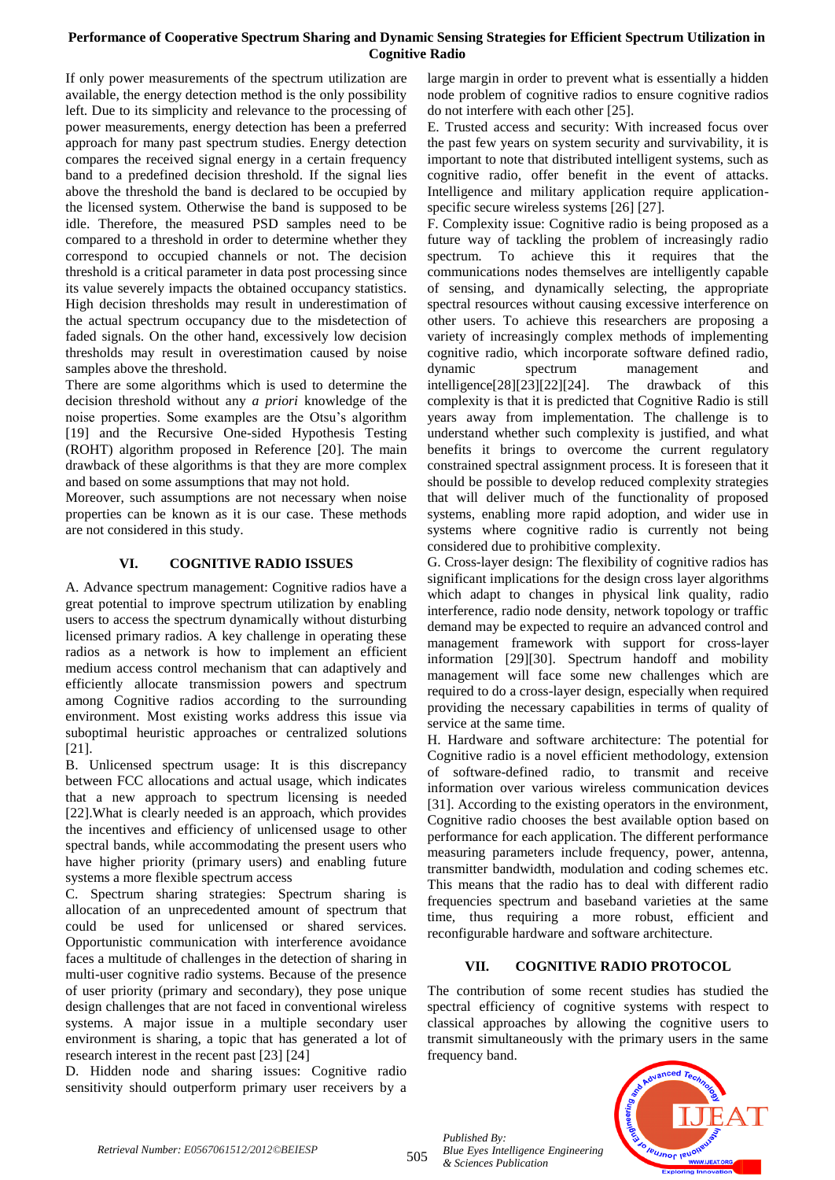If only power measurements of the spectrum utilization are available, the energy detection method is the only possibility left. Due to its simplicity and relevance to the processing of power measurements, energy detection has been a preferred approach for many past spectrum studies. Energy detection compares the received signal energy in a certain frequency band to a predefined decision threshold. If the signal lies above the threshold the band is declared to be occupied by the licensed system. Otherwise the band is supposed to be idle. Therefore, the measured PSD samples need to be compared to a threshold in order to determine whether they correspond to occupied channels or not. The decision threshold is a critical parameter in data post processing since its value severely impacts the obtained occupancy statistics. High decision thresholds may result in underestimation of the actual spectrum occupancy due to the misdetection of faded signals. On the other hand, excessively low decision thresholds may result in overestimation caused by noise samples above the threshold.

There are some algorithms which is used to determine the decision threshold without any *a priori* knowledge of the noise properties. Some examples are the Otsu's algorithm [19] and the Recursive One-sided Hypothesis Testing (ROHT) algorithm proposed in Reference [20]. The main drawback of these algorithms is that they are more complex and based on some assumptions that may not hold.

Moreover, such assumptions are not necessary when noise properties can be known as it is our case. These methods are not considered in this study.

## VI. COGNITIVE RADIO ISSUES

A. Advance spectrum management: Cognitive radios have a great potential to improve spectrum utilization by enabling users to access the spectrum dynamically without disturbing licensed primary radios. A key challenge in operating these radios as a network is how to implement an efficient medium access control mechanism that can adaptively and efficiently allocate transmission powers and spectrum among Cognitive radios according to the surrounding environment. Most existing works address this issue via suboptimal heuristic approaches or centralized solutions [21].

B. Unlicensed spectrum usage: It is this discrepancy between FCC allocations and actual usage, which indicates that a new approach to spectrum licensing is needed [22].What is clearly needed is an approach, which provides the incentives and efficiency of unlicensed usage to other spectral bands, while accommodating the present users who have higher priority (primary users) and enabling future systems a more flexible spectrum access

C. Spectrum sharing strategies: Spectrum sharing is allocation of an unprecedented amount of spectrum that could be used for unlicensed or shared services. Opportunistic communication with interference avoidance faces a multitude of challenges in the detection of sharing in multi-user cognitive radio systems. Because of the presence of user priority (primary and secondary), they pose unique design challenges that are not faced in conventional wireless systems. A major issue in a multiple secondary user environment is sharing, a topic that has generated a lot of research interest in the recent past [23] [24]

D. Hidden node and sharing issues: Cognitive radio sensitivity should outperform primary user receivers by a large margin in order to prevent what is essentially a hidden node problem of cognitive radios to ensure cognitive radios do not interfere with each other [25].

E. Trusted access and security: With increased focus over the past few years on system security and survivability, it is important to note that distributed intelligent systems, such as cognitive radio, offer benefit in the event of attacks. Intelligence and military application require application-specific secure wireless systems [26] [27].

F. Complexity issue: Cognitive radio is being proposed as a future way of tackling the problem of increasingly radio spectrum. To achieve this it requires that the communications nodes themselves are intelligently capable of sensing, and dynamically selecting, the appropriate spectral resources without causing excessive interference on other users. To achieve this researchers are proposing a variety of increasingly complex methods of implementing cognitive radio, which incorporate software defined radio, dynamic spectrum management and intelligence[28][23][22][24]. The drawback of this complexity is that it is predicted that Cognitive Radio is still years away from implementation. The challenge is to understand whether such complexity is justified, and what benefits it brings to overcome the current regulatory constrained spectral assignment process. It is foreseen that it should be possible to develop reduced complexity strategies that will deliver much of the functionality of proposed systems, enabling more rapid adoption, and wider use in systems where cognitive radio is currently not being considered due to prohibitive complexity.

G. Cross-layer design: The flexibility of cognitive radios has significant implications for the design cross layer algorithms which adapt to changes in physical link quality, radio interference, radio node density, network topology or traffic demand may be expected to require an advanced control and management framework with support for cross-layer information [29][30]. Spectrum handoff and mobility management will face some new challenges which are required to do a cross-layer design, especially when required providing the necessary capabilities in terms of quality of service at the same time.

H. Hardware and software architecture: The potential for Cognitive radio is a novel efficient methodology, extension of software-defined radio, to transmit and receive information over various wireless communication devices [31]. According to the existing operators in the environment, Cognitive radio chooses the best available option based on performance for each application. The different performance measuring parameters include frequency, power, antenna, transmitter bandwidth, modulation and coding schemes etc. This means that the radio has to deal with different radio frequencies spectrum and baseband varieties at the same time, thus requiring a more robust, efficient and reconfigurable hardware and software architecture.

## VII. COGNITIVE RADIO PROTOCOL

The contribution of some recent studies has studied the spectral efficiency of cognitive systems with respect to classical approaches by allowing the cognitive users to transmit simultaneously with the primary users in the same frequency band.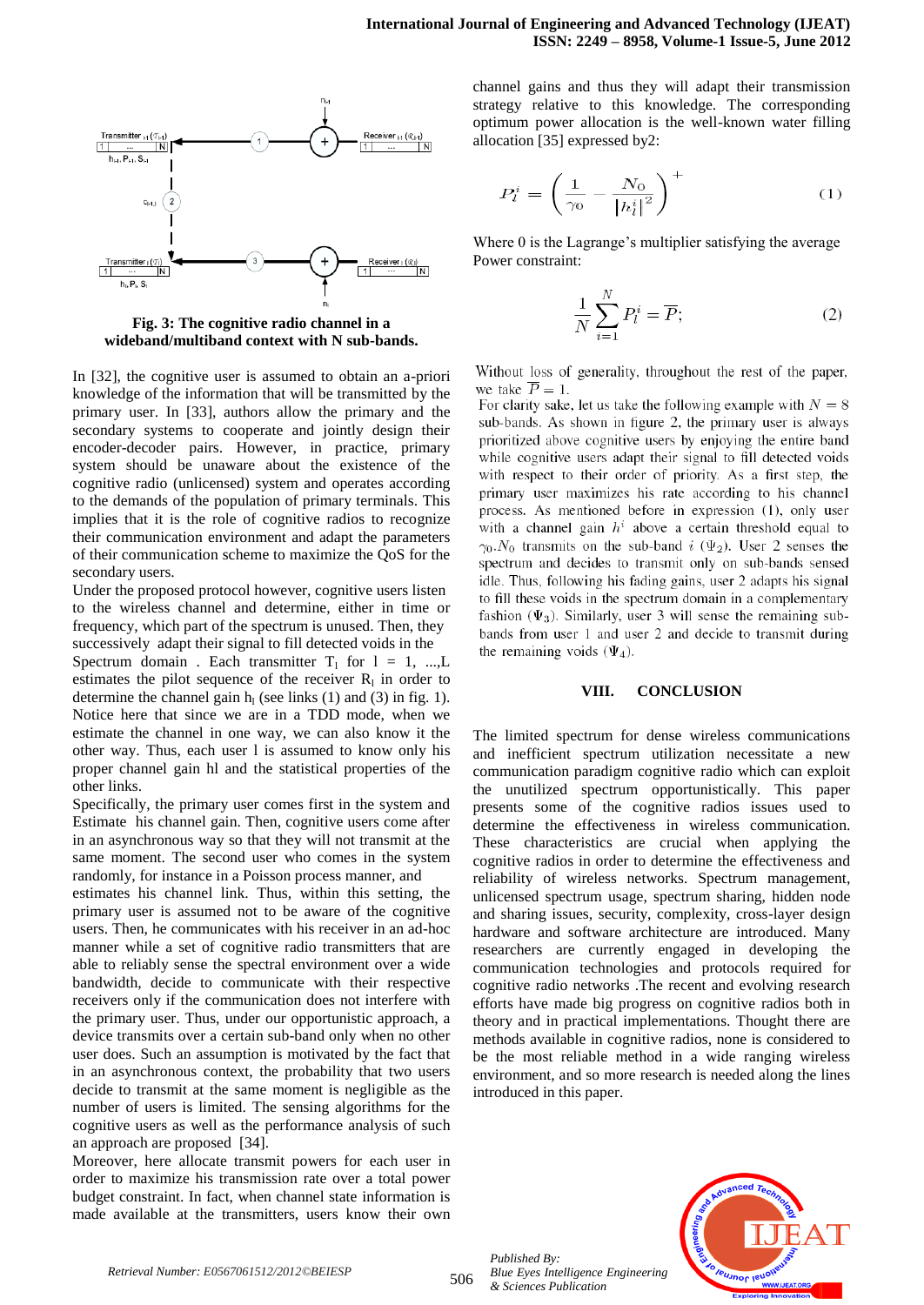Fig. 3: The cognitive radio channel in a wideband/multiband context with N sub-bands.

In [32], the cognitive user is assumed to obtain an a-priori knowledge of the information that will be transmitted by the primary user. In [33], authors allow the primary and the secondary systems to cooperate and jointly design their encoder-decoder pairs. However, in practice, primary system should be unaware about the existence of the cognitive radio (unlicensed) system and operates according to the demands of the population of primary terminals. This implies that it is the role of cognitive radios to recognize their communication environment and adapt the parameters of their communication scheme to maximize the QoS for the secondary users.

Under the proposed protocol however, cognitive users listen to the wireless channel and determine, either in time or frequency, which part of the spectrum is unused. Then, they successively adapt their signal to fill detected voids in the Spectrum domain . Each transmitter $T_l$ for $l = 1, ...,L$ estimates the pilot sequence of the receiver $R_l$ in order to determine the channel gain $h_l$ (see links (1) and (3) in fig. 1). Notice here that since we are in a TDD mode, when we estimate the channel in one way, we can also know it the other way. Thus, each user l is assumed to know only his proper channel gain hl and the statistical properties of the other links.

Specifically, the primary user comes first in the system and Estimate his channel gain. Then, cognitive users come after in an asynchronous way so that they will not transmit at the same moment. The second user who comes in the system randomly, for instance in a Poisson process manner, and estimates his channel link. Thus, within this setting, the primary user is assumed not to be aware of the cognitive users. Then, he communicates with his receiver in an ad-hoc manner while a set of cognitive radio transmitters that are able to reliably sense the spectral environment over a wide bandwidth, decide to communicate with their respective receivers only if the communication does not interfere with the primary user. Thus, under our opportunistic approach, a device transmits over a certain sub-band only when no other user does. Such an assumption is motivated by the fact that in an asynchronous context, the probability that two users decide to transmit at the same moment is negligible as the number of users is limited. The sensing algorithms for the cognitive users as well as the performance analysis of such an approach are proposed [34].

Moreover, here allocate transmit powers for each user in order to maximize his transmission rate over a total power budget constraint. In fact, when channel state information is made available at the transmitters, users know their own channel gains and thus they will adapt their transmission strategy relative to this knowledge. The corresponding optimum power allocation is the well-known water filling allocation [35] expressed by2:

$$P_l^i = \left( \frac{1}{\gamma_0} - \frac{N_0}{|h_l^i|^2} \right)^+ \tag{1}$$

Where 0 is the Lagrange's multiplier satisfying the average Power constraint:

$$\frac{1}{N} \sum_{i=1}^{N} P_l^i = \overline{P}; \tag{2}$$

Without loss of generality, throughout the rest of the paper, we take $\overline{P} = 1$.

For clarity sake, let us take the following example with $N = 8$ sub-bands. As shown in figure 2, the primary user is always prioritized above cognitive users by enjoying the entire band while cognitive users adapt their signal to fill detected voids with respect to their order of priority. As a first step, the primary user maximizes his rate according to his channel process. As mentioned before in expression (1), only user with a channel gain $h^i$ above a certain threshold equal to $\gamma_0.N_0$ transmits on the sub-band $i$ ($\Psi_2$). User 2 senses the spectrum and decides to transmit only on sub-bands sensed idle. Thus, following his fading gains, user 2 adapts his signal to fill these voids in the spectrum domain in a complementary fashion ($\Psi_3$). Similarly, user 3 will sense the remaining sub-bands from user 1 and user 2 and decide to transmit during the remaining voids ($\Psi_4$).

## VIII. CONCLUSION

The limited spectrum for dense wireless communications and inefficient spectrum utilization necessitate a new communication paradigm cognitive radio which can exploit the unutilized spectrum opportunistically. This paper presents some of the cognitive radios issues used to determine the effectiveness in wireless communication. These characteristics are crucial when applying the cognitive radios in order to determine the effectiveness and reliability of wireless networks. Spectrum management, unlicensed spectrum usage, spectrum sharing, hidden node and sharing issues, security, complexity, cross-layer design hardware and software architecture are introduced. Many researchers are currently engaged in developing the communication technologies and protocols required for cognitive radio networks .The recent and evolving research efforts have made big progress on cognitive radios both in theory and in practical implementations. Thought there are methods available in cognitive radios, none is considered to be the most reliable method in a wide ranging wireless environment, and so more research is needed along the lines introduced in this paper.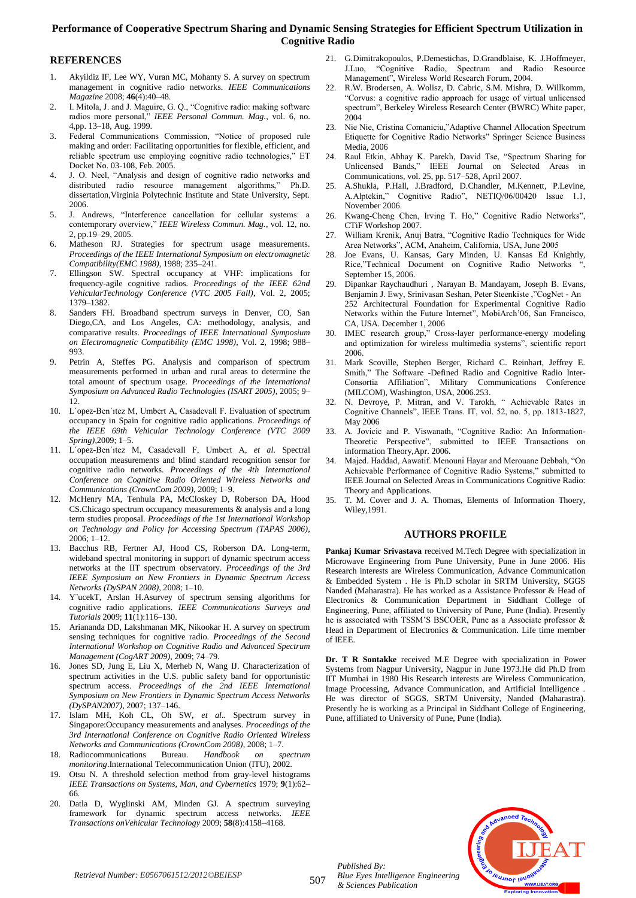## REFERENCES

1. Akyildiz IF, Lee WY, Vuran MC, Mohanty S. A survey on spectrum management in cognitive radio networks. *IEEE Communications Magazine* 2008; **46**(4):40–48.
2. I. Mitola, J. and J. Maguire, G. Q., "Cognitive radio: making software radios more personal," *IEEE Personal Commun. Mag.*, vol. 6, no. 4,pp. 13–18, Aug. 1999.
3. Federal Communications Commission, "Notice of proposed rule making and order: Facilitating opportunities for flexible, efficient, and reliable spectrum use employing cognitive radio technologies," ET Docket No. 03-108, Feb. 2005.
4. J. O. Neel, "Analysis and design of cognitive radio networks and distributed radio resource management algorithms," Ph.D. dissertation,Virginia Polytechnic Institute and State University, Sept. 2006.
5. J. Andrews, "Interference cancellation for cellular systems: a contemporary overview," *IEEE Wireless Commun. Mag.*, vol. 12, no. 2, pp.19–29, 2005.
6. Matheson RJ. Strategies for spectrum usage measurements. *Proceedings of the IEEE International Symposium on electromagnetic Compatibility(EMC 1988)*, 1988; 235–241.
7. Ellingson SW. Spectral occupancy at VHF: implications for frequency-agile cognitive radios. *Proceedings of the IEEE 62nd VehicularTechnology Conference (VTC 2005 Fall)*, Vol. 2, 2005; 1379–1382.
8. Sanders FH. Broadband spectrum surveys in Denver, CO, San Diego,CA, and Los Angeles, CA: methodology, analysis, and comparative results. *Proceedings of IEEE International Symposium on Electromagnetic Compatibility (EMC 1998)*, Vol. 2, 1998; 988–993.
9. Petrin A, Steffes PG. Analysis and comparison of spectrum measurements performed in urban and rural areas to determine the total amount of spectrum usage. *Proceedings of the International Symposium on Advanced Radio Technologies (ISART 2005)*, 2005; 9–12.
10. L´opez-Ben´ıtez M, Umbert A, Casadevall F. Evaluation of spectrum occupancy in Spain for cognitive radio applications. *Proceedings of the IEEE 69th Vehicular Technology Conference (VTC 2009 Spring)*,2009; 1–5.
11. L´opez-Ben´ıtez M, Casadevall F, Umbert A, *et al*. Spectral occupation measurements and blind standard recognition sensor for cognitive radio networks. *Proceedings of the 4th International Conference on Cognitive Radio Oriented Wireless Networks and Communications (CrownCom 2009)*, 2009; 1–9.
12. McHenry MA, Tenhula PA, McCloskey D, Roberson DA, Hood CS.Chicago spectrum occupancy measurements & analysis and a long term studies proposal. *Proceedings of the 1st International Workshop on Technology and Policy for Accessing Spectrum (TAPAS 2006)*, 2006; 1–12.
13. Bacchus RB, Fertner AJ, Hood CS, Roberson DA. Long-term, wideband spectral monitoring in support of dynamic spectrum access networks at the IIT spectrum observatory. *Proceedings of the 3rd IEEE Symposium on New Frontiers in Dynamic Spectrum Access Networks (DySPAN 2008)*, 2008; 1–10.
14. Y¨ucekT, Arslan H.Asurvey of spectrum sensing algorithms for cognitive radio applications. *IEEE Communications Surveys and Tutorials* 2009; **11**(1):116–130.
15. Ariananda DD, Lakshmanan MK, Nikookar H. A survey on spectrum sensing techniques for cognitive radio. *Proceedings of the Second International Workshop on Cognitive Radio and Advanced Spectrum Management (CogART 2009)*, 2009; 74–79.
16. Jones SD, Jung E, Liu X, Merheb N, Wang IJ. Characterization of spectrum activities in the U.S. public safety band for opportunistic spectrum access. *Proceedings of the 2nd IEEE International Symposium on New Frontiers in Dynamic Spectrum Access Networks (DySPAN2007)*, 2007; 137–146.
17. Islam MH, Koh CL, Oh SW, *et al*.. Spectrum survey in Singapore:Occupancy measurements and analyses. *Proceedings of the 3rd International Conference on Cognitive Radio Oriented Wireless Networks and Communications (CrownCom 2008)*, 2008; 1–7.
18. Radiocommunications Bureau. *Handbook on spectrum monitoring*.International Telecommunication Union (ITU), 2002.
19. Otsu N. A threshold selection method from gray-level histograms *IEEE Transactions on Systems, Man, and Cybernetics* 1979; **9**(1):62–66.
20. Datla D, Wyglinski AM, Minden GJ. A spectrum surveying framework for dynamic spectrum access networks. *IEEE Transactions onVehicular Technology* 2009; **58**(8):4158–4168.
21. G.Dimitrakopoulos, P.Demestichas, D.Grandblaise, K. J.Hoffmeyer, J.Luo, "Cognitive Radio, Spectrum and Radio Resource Management", Wireless World Research Forum, 2004.
22. R.W. Brodersen, A. Wolisz, D. Cabric, S.M. Mishra, D. Willkomm, "Corvus: a cognitive radio approach for usage of virtual unlicensed spectrum", Berkeley Wireless Research Center (BWRC) White paper, 2004
23. Nie Nie, Cristina Comaniciu,"Adaptive Channel Allocation Spectrum Etiquette for Cognitive Radio Networks" Springer Science Business Media, 2006
24. Raul Etkin, Abhay K. Parekh, David Tse, "Spectrum Sharing for Unlicensed Bands," IEEE Journal on Selected Areas in Communications, vol. 25, pp. 517–528, April 2007.
25. A.Shukla, P.Hall, J.Bradford, D.Chandler, M.Kennett, P.Levine, A.Alptekin," Cognitive Radio", NETIQ/06/00420 Issue 1.1, November 2006.
26. Kwang-Cheng Chen, Irving T. Ho," Cognitive Radio Networks", CTiF Workshop 2007.
27. William Krenik, Anuj Batra, "Cognitive Radio Techniques for Wide Area Networks", ACM, Anaheim, California, USA, June 2005
28. Joe Evans, U. Kansas, Gary Minden, U. Kansas Ed Knightly, Rice,"Technical Document on Cognitive Radio Networks ", September 15, 2006.
29. Dipankar Raychaudhuri , Narayan B. Mandayam, Joseph B. Evans, Benjamin J. Ewy, Srinivasan Seshan, Peter Steenkiste ,"CogNet - An 252 Architectural Foundation for Experimental Cognitive Radio Networks within the Future Internet", MobiArch'06, San Francisco, CA, USA. December 1, 2006
30. IMEC research group," Cross-layer performance-energy modeling and optimization for wireless multimedia systems", scientific report 2006.
31. Mark Scoville, Stephen Berger, Richard C. Reinhart, Jeffrey E. Smith," The Software -Defined Radio and Cognitive Radio Inter-Consortia Affiliation", Military Communications Conference (MILCOM), Washington, USA, 2006.253.
32. N. Devroye, P. Mitran, and V. Tarokh, " Achievable Rates in Cognitive Channels", IEEE Trans. IT, vol. 52, no. 5, pp. 1813-1827, May 2006
33. A. Jovicic and P. Viswanath, "Cognitive Radio: An Information-Theoretic Perspective", submitted to IEEE Transactions on information Theory,Apr. 2006.
34. Majed. Haddad, Aawatif. Menouni Hayar and Merouane Debbah, "On Achievable Performance of Cognitive Radio Systems," submitted to IEEE Journal on Selected Areas in Communications Cognitive Radio: Theory and Applications.
35. T. M. Cover and J. A. Thomas, Elements of Information Thoery, Wiley,1991.

## AUTHORS PROFILE

**Pankaj Kumar Srivastava** received M.Tech Degree with specialization in Microwave Engineering from Pune University, Pune in June 2006. His Research interests are Wireless Communication, Advance Communication & Embedded System . He is Ph.D scholar in SRTM University, SGGS Nanded (Maharastra). He has worked as a Assistance Professor & Head of Electronics & Communication Department in Siddhant College of Engineering, Pune, affiliated to University of Pune, Pune (India). Presently he is associated with TSSM'S BSCOER, Pune as a Associate professor & Head in Department of Electronics & Communication. Life time member of IEEE.

**Dr. T R Sontakke** received M.E Degree with specialization in Power Systems from Nagpur University, Nagpur in June 1973.He did Ph.D from IIT Mumbai in 1980 His Research interests are Wireless Communication, Image Processing, Advance Communication, and Artificial Intelligence . He was director of SGGS, SRTM University, Nanded (Maharastra). Presently he is working as a Principal in Siddhant College of Engineering, Pune, affiliated to University of Pune, Pune (India).